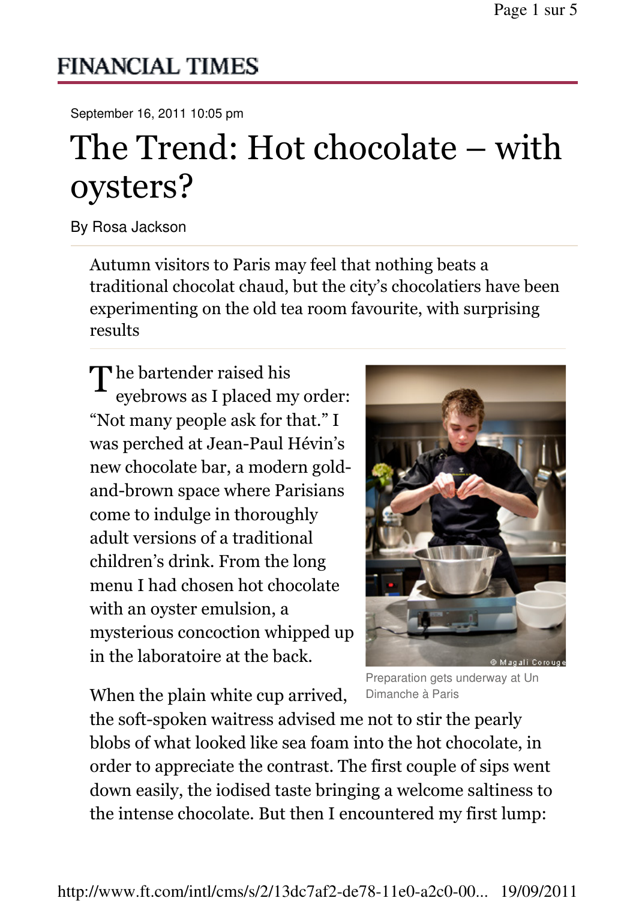FINANCIAL TIMES

September 16, 2011 10:05 pm

# The Trend: Hot chocolate – with oysters?

By Rosa Jackson

Autumn visitors to Paris may feel that nothing beats a traditional chocolat chaud, but the city's chocolatiers have been experimenting on the old tea room favourite, with surprising results

The bartender raised his eyebrows as I placed my order: "Not many people ask for that." I was perched at Jean-Paul Hévin's new chocolate bar, a modern gold-and-brown space where Parisians come to indulge in thoroughly adult versions of a traditional children's drink. From the long menu I had chosen hot chocolate with an oyster emulsion, a mysterious concoction whipped up in the laboratoire at the back.

© Magali Corouge

Preparation gets underway at Un Dimanche à Paris

When the plain white cup arrived, the soft-spoken waitress advised me not to stir the pearly blobs of what looked like sea foam into the hot chocolate, in order to appreciate the contrast. The first couple of sips went down easily, the iodised taste bringing a welcome saltiness to the intense chocolate. But then I encountered my first lump: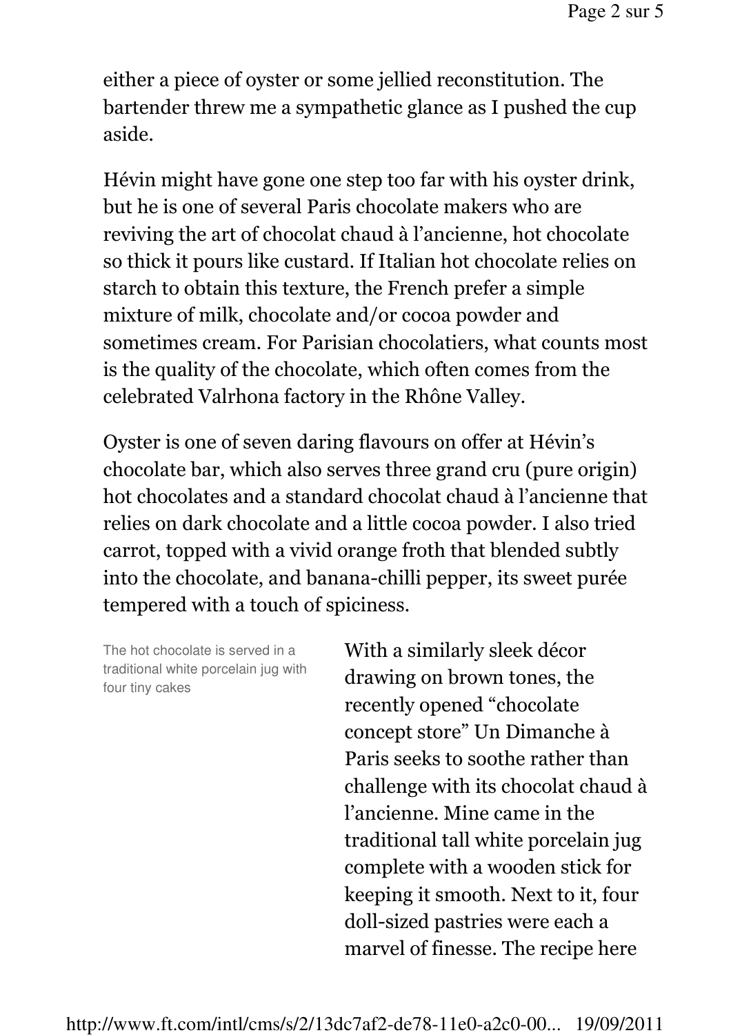either a piece of oyster or some jellied reconstitution. The bartender threw me a sympathetic glance as I pushed the cup aside.

Hévin might have gone one step too far with his oyster drink, but he is one of several Paris chocolate makers who are reviving the art of chocolat chaud à l'ancienne, hot chocolate so thick it pours like custard. If Italian hot chocolate relies on starch to obtain this texture, the French prefer a simple mixture of milk, chocolate and/or cocoa powder and sometimes cream. For Parisian chocolatiers, what counts most is the quality of the chocolate, which often comes from the celebrated Valrhona factory in the Rhône Valley.

Oyster is one of seven daring flavours on offer at Hévin's chocolate bar, which also serves three grand cru (pure origin) hot chocolates and a standard chocolat chaud à l'ancienne that relies on dark chocolate and a little cocoa powder. I also tried carrot, topped with a vivid orange froth that blended subtly into the chocolate, and banana-chilli pepper, its sweet purée tempered with a touch of spiciness.

The hot chocolate is served in a traditional white porcelain jug with four tiny cakes

With a similarly sleek décor drawing on brown tones, the recently opened "chocolate concept store" Un Dimanche à Paris seeks to soothe rather than challenge with its chocolat chaud à l'ancienne. Mine came in the traditional tall white porcelain jug complete with a wooden stick for keeping it smooth. Next to it, four doll-sized pastries were each a marvel of finesse. The recipe here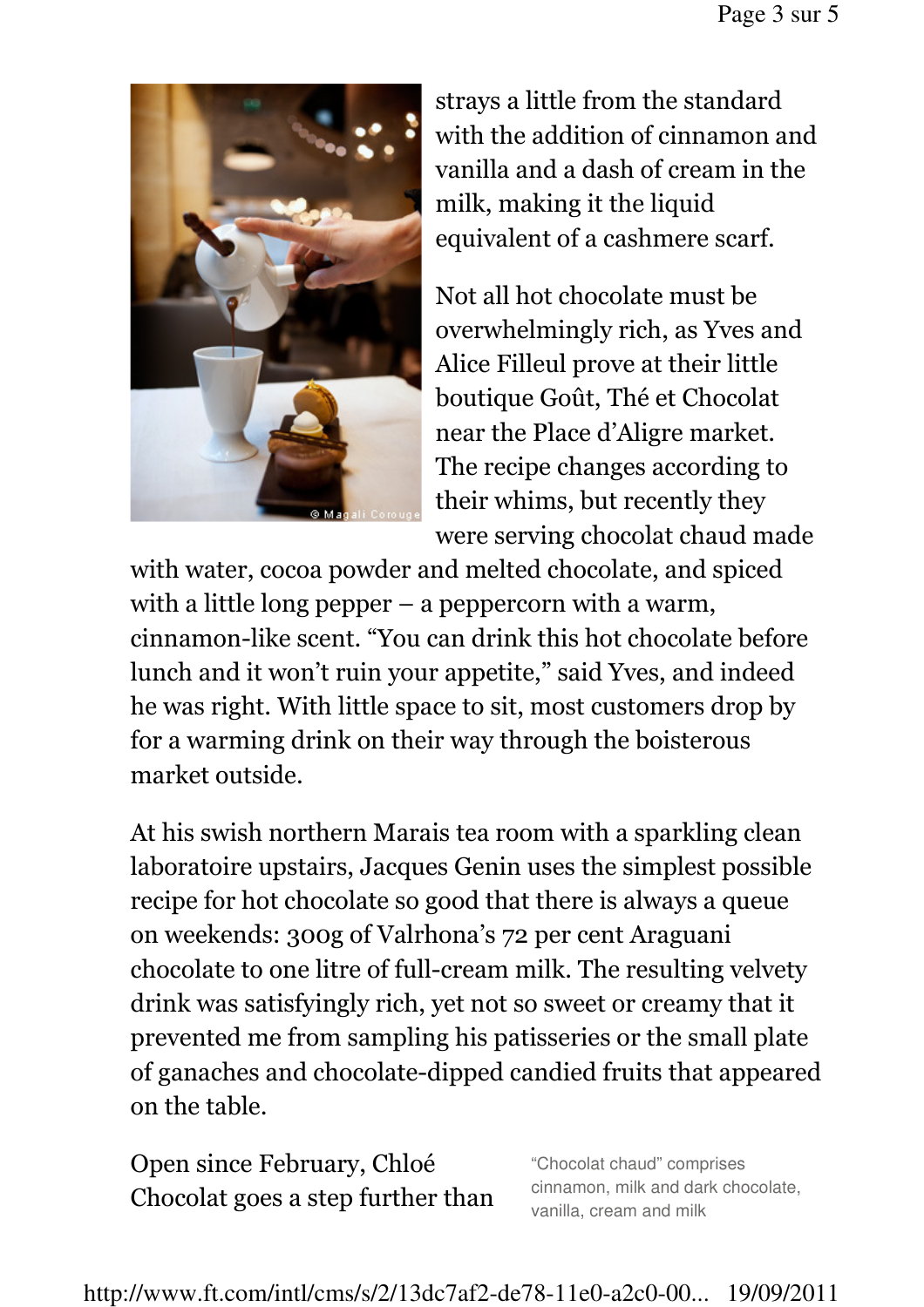strays a little from the standard with the addition of cinnamon and vanilla and a dash of cream in the milk, making it the liquid equivalent of a cashmere scarf.

Not all hot chocolate must be overwhelmingly rich, as Yves and Alice Filleul prove at their little boutique Goût, Thé et Chocolat near the Place d'Aligre market. The recipe changes according to their whims, but recently they were serving chocolat chaud made with water, cocoa powder and melted chocolate, and spiced with a little long pepper – a peppercorn with a warm, cinnamon-like scent. "You can drink this hot chocolate before lunch and it won't ruin your appetite," said Yves, and indeed he was right. With little space to sit, most customers drop by for a warming drink on their way through the boisterous market outside.

At his swish northern Marais tea room with a sparkling clean laboratoire upstairs, Jacques Genin uses the simplest possible recipe for hot chocolate so good that there is always a queue on weekends: 300g of Valrhona's 72 per cent Araguani chocolate to one litre of full-cream milk. The resulting velvety drink was satisfyingly rich, yet not so sweet or creamy that it prevented me from sampling his patisseries or the small plate of ganaches and chocolate-dipped candied fruits that appeared on the table.

"Chocolat chaud" comprises cinnamon, milk and dark chocolate, vanilla, cream and milk

Open since February, Chloé Chocolat goes a step further than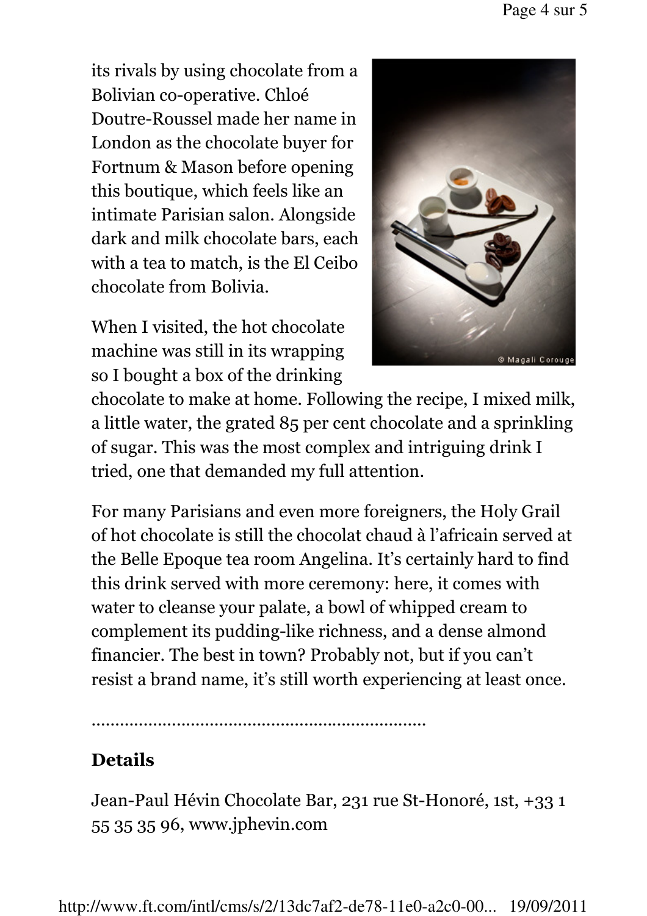its rivals by using chocolate from a Bolivian co-operative. Chloé Doutre-Roussel made her name in London as the chocolate buyer for Fortnum & Mason before opening this boutique, which feels like an intimate Parisian salon. Alongside dark and milk chocolate bars, each with a tea to match, is the El Ceibo chocolate from Bolivia.

When I visited, the hot chocolate machine was still in its wrapping so I bought a box of the drinking chocolate to make at home. Following the recipe, I mixed milk, a little water, the grated 85 per cent chocolate and a sprinkling of sugar. This was the most complex and intriguing drink I tried, one that demanded my full attention.

For many Parisians and even more foreigners, the Holy Grail of hot chocolate is still the chocolat chaud à l'africain served at the Belle Epoque tea room Angelina. It's certainly hard to find this drink served with more ceremony: here, it comes with water to cleanse your palate, a bowl of whipped cream to complement its pudding-like richness, and a dense almond financier. The best in town? Probably not, but if you can't resist a brand name, it's still worth experiencing at least once.

......................................................................

**Details**

Jean-Paul Hévin Chocolate Bar, 231 rue St-Honoré, 1st, +33 1 55 35 35 96, www.jphevin.com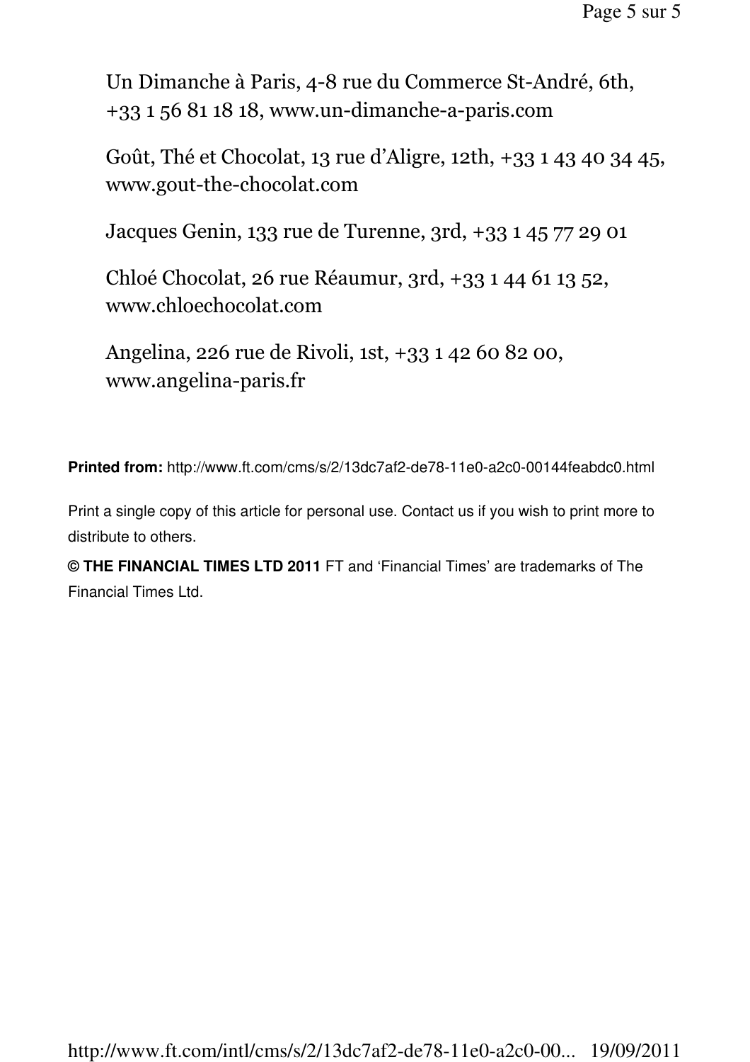Un Dimanche à Paris, 4-8 rue du Commerce St-André, 6th, +33 1 56 81 18 18, www.un-dimanche-a-paris.com

Goût, Thé et Chocolat, 13 rue d'Aligre, 12th, +33 1 43 40 34 45, www.gout-the-chocolat.com

Jacques Genin, 133 rue de Turenne, 3rd, +33 1 45 77 29 01

Chloé Chocolat, 26 rue Réaumur, 3rd, +33 1 44 61 13 52, www.chloechocolat.com

Angelina, 226 rue de Rivoli, 1st, +33 1 42 60 82 00, www.angelina-paris.fr

**Printed from:** http://www.ft.com/cms/s/2/13dc7af2-de78-11e0-a2c0-00144feabdc0.html

Print a single copy of this article for personal use. Contact us if you wish to print more to distribute to others.

**© THE FINANCIAL TIMES LTD 2011** FT and 'Financial Times' are trademarks of The Financial Times Ltd.